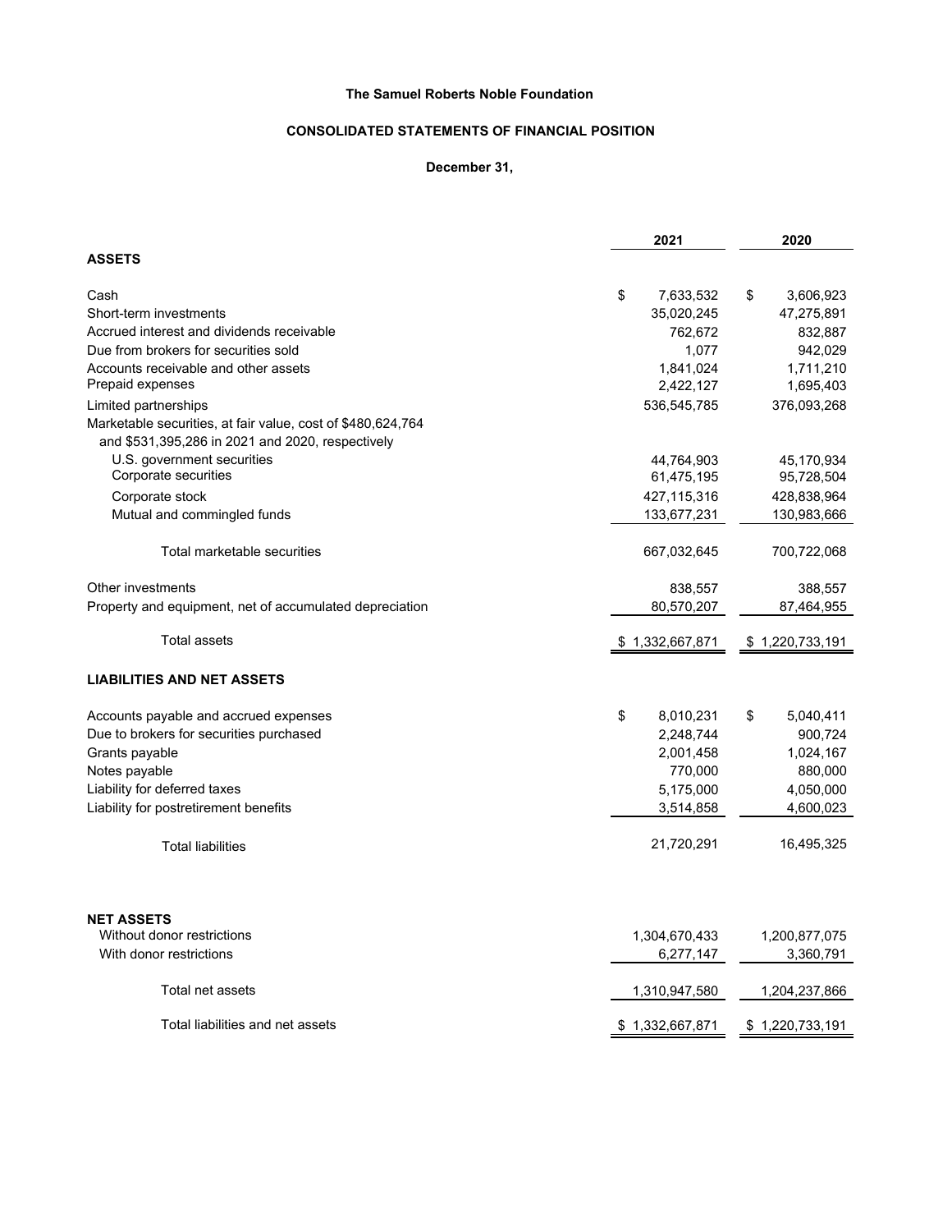**The Samuel Roberts Noble Foundation**

**CONSOLIDATED STATEMENTS OF FINANCIAL POSITION**

**December 31,**

| | 2021 | 2020 |
|---|---|---|
| **ASSETS** | | |
| Cash | $ 7,633,532 | $ 3,606,923 |
| Short-term investments | 35,020,245 | 47,275,891 |
| Accrued interest and dividends receivable | 762,672 | 832,887 |
| Due from brokers for securities sold | 1,077 | 942,029 |
| Accounts receivable and other assets | 1,841,024 | 1,711,210 |
| Prepaid expenses | 2,422,127 | 1,695,403 |
| Limited partnerships | 536,545,785 | 376,093,268 |
| Marketable securities, at fair value, cost of $480,624,764 and $531,395,286 in 2021 and 2020, respectively | | |
| U.S. government securities | 44,764,903 | 45,170,934 |
| Corporate securities | 61,475,195 | 95,728,504 |
| Corporate stock | 427,115,316 | 428,838,964 |
| Mutual and commingled funds | 133,677,231 | 130,983,666 |
| Total marketable securities | 667,032,645 | 700,722,068 |
| Other investments | 838,557 | 388,557 |
| Property and equipment, net of accumulated depreciation | 80,570,207 | 87,464,955 |
| Total assets | $ 1,332,667,871 | $ 1,220,733,191 |
| **LIABILITIES AND NET ASSETS** | | |
| Accounts payable and accrued expenses | $ 8,010,231 | $ 5,040,411 |
| Due to brokers for securities purchased | 2,248,744 | 900,724 |
| Grants payable | 2,001,458 | 1,024,167 |
| Notes payable | 770,000 | 880,000 |
| Liability for deferred taxes | 5,175,000 | 4,050,000 |
| Liability for postretirement benefits | 3,514,858 | 4,600,023 |
| Total liabilities | 21,720,291 | 16,495,325 |
| **NET ASSETS** | | |
| Without donor restrictions | 1,304,670,433 | 1,200,877,075 |
| With donor restrictions | 6,277,147 | 3,360,791 |
| Total net assets | 1,310,947,580 | 1,204,237,866 |
| Total liabilities and net assets | $ 1,332,667,871 | $ 1,220,733,191 |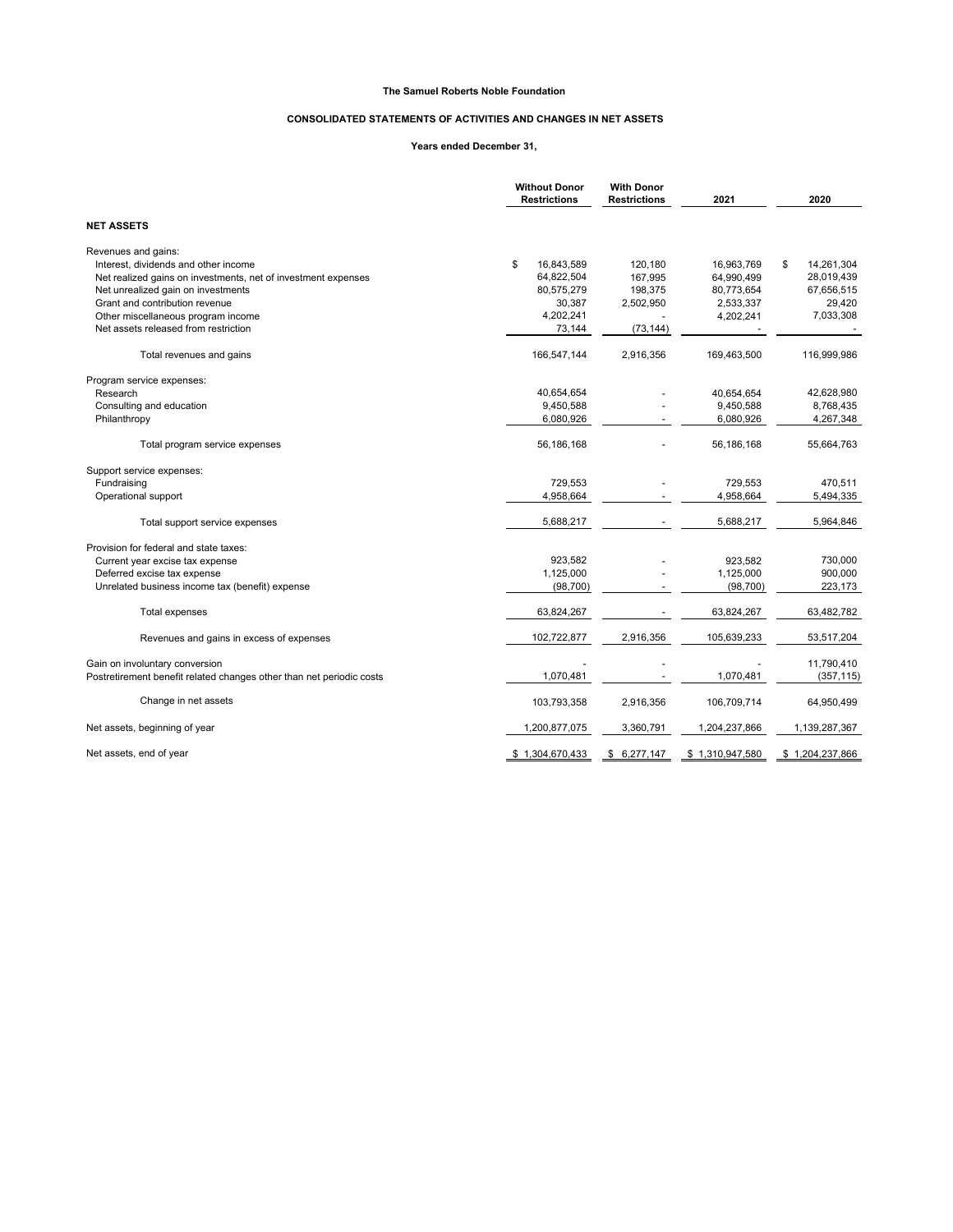# The Samuel Roberts Noble Foundation

## CONSOLIDATED STATEMENTS OF ACTIVITIES AND CHANGES IN NET ASSETS

### Years ended December 31,

| | Without Donor Restrictions | With Donor Restrictions | 2021 | 2020 |
|---|---|---|---|---|
| **NET ASSETS** | | | | |
| Revenues and gains: | | | | |
| Interest, dividends and other income | $ 16,843,589 | 120,180 | 16,963,769 | $ 14,261,304 |
| Net realized gains on investments, net of investment expenses | 64,822,504 | 167,995 | 64,990,499 | 28,019,439 |
| Net unrealized gain on investments | 80,575,279 | 198,375 | 80,773,654 | 67,656,515 |
| Grant and contribution revenue | 30,387 | 2,502,950 | 2,533,337 | 29,420 |
| Other miscellaneous program income | 4,202,241 | - | 4,202,241 | 7,033,308 |
| Net assets released from restriction | 73,144 | (73,144) | - | - |
| Total revenues and gains | 166,547,144 | 2,916,356 | 169,463,500 | 116,999,986 |
| Program service expenses: | | | | |
| Research | 40,654,654 | - | 40,654,654 | 42,628,980 |
| Consulting and education | 9,450,588 | - | 9,450,588 | 8,768,435 |
| Philanthropy | 6,080,926 | - | 6,080,926 | 4,267,348 |
| Total program service expenses | 56,186,168 | - | 56,186,168 | 55,664,763 |
| Support service expenses: | | | | |
| Fundraising | 729,553 | - | 729,553 | 470,511 |
| Operational support | 4,958,664 | - | 4,958,664 | 5,494,335 |
| Total support service expenses | 5,688,217 | - | 5,688,217 | 5,964,846 |
| Provision for federal and state taxes: | | | | |
| Current year excise tax expense | 923,582 | - | 923,582 | 730,000 |
| Deferred excise tax expense | 1,125,000 | - | 1,125,000 | 900,000 |
| Unrelated business income tax (benefit) expense | (98,700) | - | (98,700) | 223,173 |
| Total expenses | 63,824,267 | - | 63,824,267 | 63,482,782 |
| Revenues and gains in excess of expenses | 102,722,877 | 2,916,356 | 105,639,233 | 53,517,204 |
| Gain on involuntary conversion | - | - | - | 11,790,410 |
| Postretirement benefit related changes other than net periodic costs | 1,070,481 | - | 1,070,481 | (357,115) |
| Change in net assets | 103,793,358 | 2,916,356 | 106,709,714 | 64,950,499 |
| Net assets, beginning of year | 1,200,877,075 | 3,360,791 | 1,204,237,866 | 1,139,287,367 |
| Net assets, end of year | $ 1,304,670,433 | $ 6,277,147 | $ 1,310,947,580 | $ 1,204,237,866 |